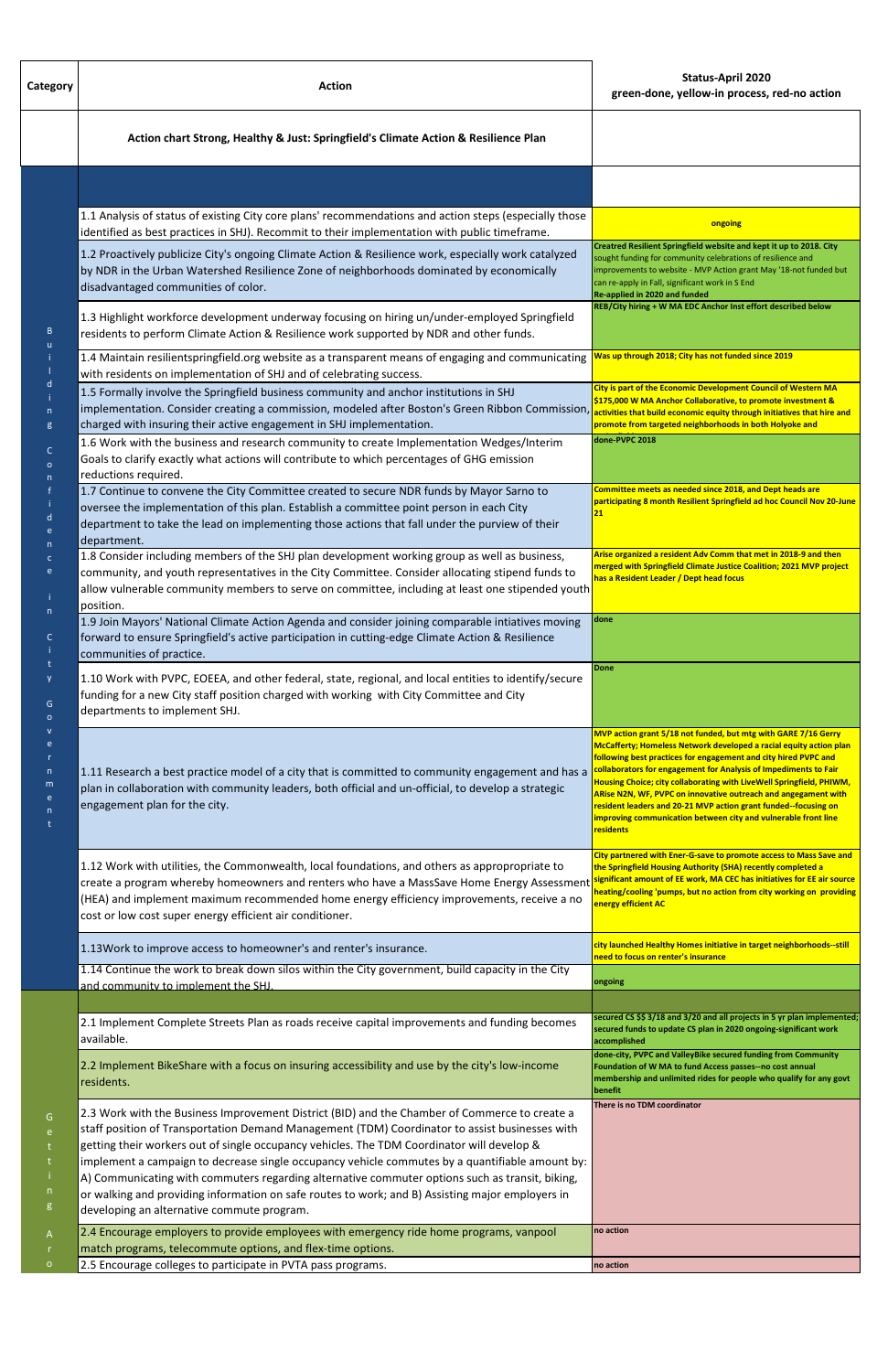| Category | Action | Status-April 2020<br>green-done, yellow-in process, red-no action |
|---|---|---|
| | **Action chart Strong, Healthy & Just: Springfield's Climate Action & Resilience Plan** | |
| | | |
| Building Confidence in City Government | 1.1 Analysis of status of existing City core plans' recommendations and action steps (especially those identified as best practices in SHJ). Recommit to their implementation with public timeframe. | ongoing |
| | 1.2 Proactively publicize City's ongoing Climate Action & Resilience work, especially work catalyzed by NDR in the Urban Watershed Resilience Zone of neighborhoods dominated by economically disadvantaged communities of color. | Creatred Resilient Springfield website and kept it up to 2018. City sought funding for community celebrations of resilience and improvements to website - MVP Action grant May '18-not funded but can re-apply in Fall, significant work in S End Re-applied in 2020 and funded |
| | 1.3 Highlight workforce development underway focusing on hiring un/under-employed Springfield residents to perform Climate Action & Resilience work supported by NDR and other funds. | REB/City hiring + W MA EDC Anchor Inst effort described below |
| | 1.4 Maintain resilientspringfield.org website as a transparent means of engaging and communicating with residents on implementation of SHJ and of celebrating success. | Was up through 2018; City has not funded since 2019 |
| | 1.5 Formally involve the Springfield business community and anchor institutions in SHJ implementation. Consider creating a commission, modeled after Boston's Green Ribbon Commission, charged with insuring their active engagement in SHJ implementation. | City is part of the Economic Development Council of Western MA $175,000 W MA Anchor Collaborative, to promote investment & activities that build economic equity through initiatives that hire and promote from targeted neighborhoods in both Holyoke and |
| | 1.6 Work with the business and research community to create Implementation Wedges/Interim Goals to clarify exactly what actions will contribute to which percentages of GHG emission reductions required. | done-PVPC 2018 |
| | 1.7 Continue to convene the City Committee created to secure NDR funds by Mayor Sarno to oversee the implementation of this plan. Establish a committee point person in each City department to take the lead on implementing those actions that fall under the purview of their department. | Committee meets as needed since 2018, and Dept heads are participating 8 month Resilient Springfield ad hoc Council Nov 20-June 21 |
| | 1.8 Consider including members of the SHJ plan development working group as well as business, community, and youth representatives in the City Committee. Consider allocating stipend funds to allow vulnerable community members to serve on committee, including at least one stipended youth position. | Arise organized a resident Adv Comm that met in 2018-9 and then merged with Springfield Climate Justice Coalition; 2021 MVP project has a Resident Leader / Dept head focus |
| | 1.9 Join Mayors' National Climate Action Agenda and consider joining comparable intiatives moving forward to ensure Springfield's active participation in cutting-edge Climate Action & Resilience communities of practice. | done |
| | 1.10 Work with PVPC, EOEEA, and other federal, state, regional, and local entities to identify/secure funding for a new City staff position charged with working with City Committee and City departments to implement SHJ. | Done |
| | 1.11 Research a best practice model of a city that is committed to community engagement and has a plan in collaboration with community leaders, both official and un-official, to develop a strategic engagement plan for the city. | MVP action grant 5/18 not funded, but mtg with GARE 7/16 Gerry McCafferty; Homeless Network developed a racial equity action plan following best practices for engagement and city hired PVPC and collaborators for engagement for Analysis of Impediments to Fair Housing Choice; city collaborating with LiveWell Springfield, PHIWM, ARise N2N, WF, PVPC on innovative outreach and angagement with resident leaders and 20-21 MVP action grant funded--focusing on improving communication between city and vulnerable front line residents |
| | 1.12 Work with utilities, the Commonwealth, local foundations, and others as appropropriate to create a program whereby homeowners and renters who have a MassSave Home Energy Assessment (HEA) and implement maximum recommended home energy efficiency improvements, receive a no cost or low cost super energy efficient air conditioner. | City partnered with Ener-G-save to promote access to Mass Save and the Springfield Housing Authority (SHA) recently completed a significant amount of EE work, MA CEC has initiatives for EE air source heating/cooling 'pumps, but no action from city working on providing energy efficient AC |
| | 1.13Work to improve access to homeowner's and renter's insurance. | city launched Healthy Homes initiative in target neighborhoods--still need to focus on renter's insurance |
| | 1.14 Continue the work to break down silos within the City government, build capacity in the City and community to implement the SHJ. | ongoing |
| Getting Aro | | |
| | 2.1 Implement Complete Streets Plan as roads receive capital improvements and funding becomes available. | secured CS $$ 3/18 and 3/20 and all projects in 5 yr plan implemented; secured funds to update CS plan in 2020 ongoing-significant work accomplished |
| | 2.2 Implement BikeShare with a focus on insuring accessibility and use by the city's low-income residents. | done-city, PVPC and ValleyBike secured funding from Community Foundation of W MA to fund Access passes--no cost annual membership and unlimited rides for people who qualify for any govt benefit |
| | 2.3 Work with the Business Improvement District (BID) and the Chamber of Commerce to create a staff position of Transportation Demand Management (TDM) Coordinator to assist businesses with getting their workers out of single occupancy vehicles. The TDM Coordinator will develop & implement a campaign to decrease single occupancy vehicle commutes by a quantifiable amount by: A) Communicating with commuters regarding alternative commuter options such as transit, biking, or walking and providing information on safe routes to work; and B) Assisting major employers in developing an alternative commute program. | There is no TDM coordinator |
| | 2.4 Encourage employers to provide employees with emergency ride home programs, vanpool match programs, telecommute options, and flex-time options. | no action |
| | 2.5 Encourage colleges to participate in PVTA pass programs. | no action |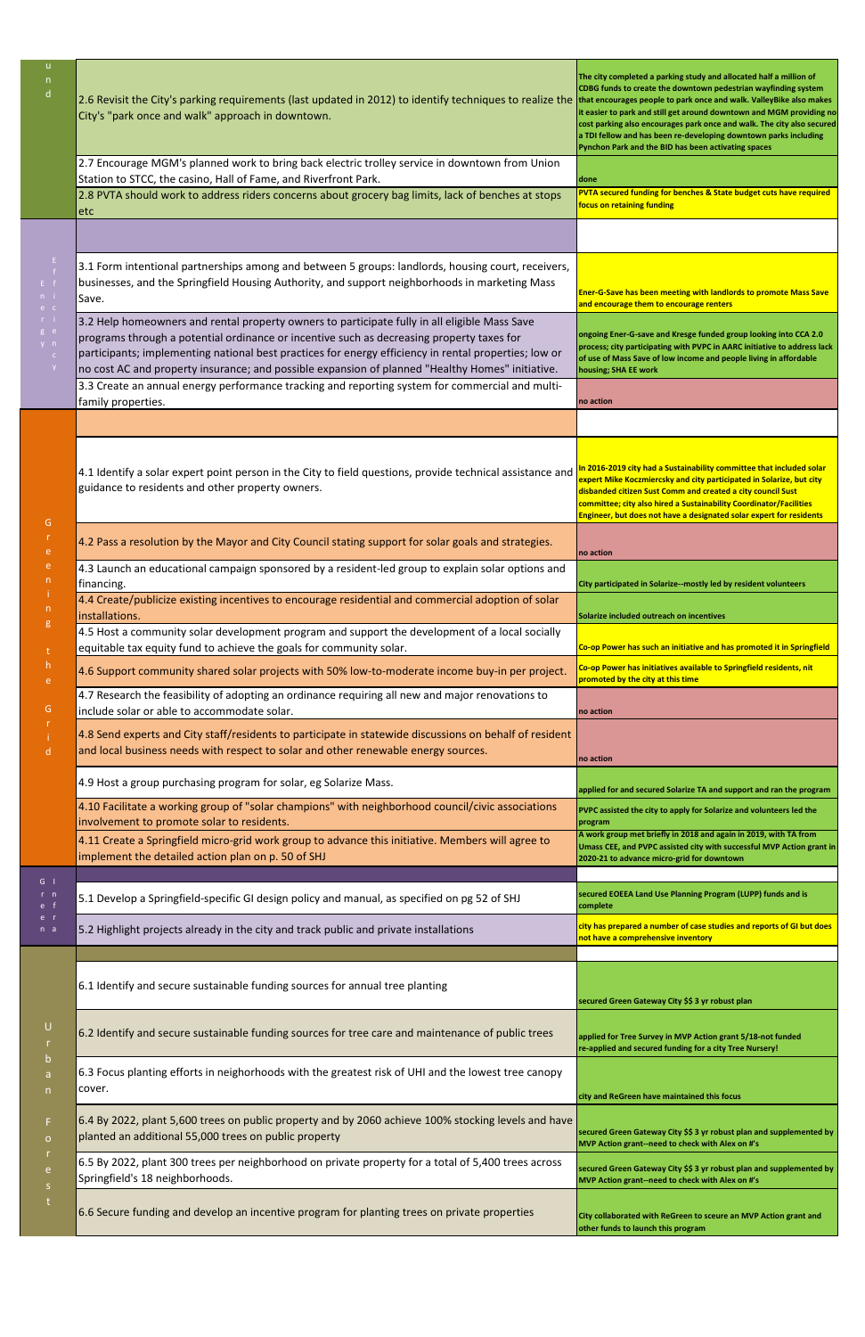| Category | Strategy | Status |
|---|---|---|
| und | 2.6 Revisit the City's parking requirements (last updated in 2012) to identify techniques to realize the City's "park once and walk" approach in downtown. | The city completed a parking study and allocated half a million of CDBG funds to create the downtown pedestrian wayfinding system that encourages people to park once and walk. ValleyBike also makes it easier to park and still get around downtown and MGM providing no cost parking also encourages park once and walk. The city also secured a TDI fellow and has been re-developing downtown parks including Pynchon Park and the BID has been activating spaces |
| | 2.7 Encourage MGM's planned work to bring back electric trolley service in downtown from Union Station to STCC, the casino, Hall of Fame, and Riverfront Park. | done |
| | 2.8 PVTA should work to address riders concerns about grocery bag limits, lack of benches at stops etc | PVTA secured funding for benches & State budget cuts have required focus on retaining funding |
| Energy Efficiency | | |
| | 3.1 Form intentional partnerships among and between 5 groups: landlords, housing court, receivers, businesses, and the Springfield Housing Authority, and support neighborhoods in marketing Mass Save. | Ener-G-Save has been meeting with landlords to promote Mass Save and encourage them to encourage renters |
| | 3.2 Help homeowners and rental property owners to participate fully in all eligible Mass Save programs through a potential ordinance or incentive such as decreasing property taxes for participants; implementing national best practices for energy efficiency in rental properties; low or no cost AC and property insurance; and possible expansion of planned "Healthy Homes" initiative. | ongoing Ener-G-save and Kresge funded group looking into CCA 2.0 process; city participating with PVPC in AARC initiative to address lack of use of Mass Save of low income and people living in affordable housing; SHA EE work |
| | 3.3 Create an annual energy performance tracking and reporting system for commercial and multi-family properties. | no action |
| Greening the Grid | | |
| | 4.1 Identify a solar expert point person in the City to field questions, provide technical assistance and guidance to residents and other property owners. | In 2016-2019 city had a Sustainability committee that included solar expert Mike Koczmiercsky and city participated in Solarize, but city disbanded citizen Sust Comm and created a city council Sust committee; city also hired a Sustainability Coordinator/Facilities Engineer, but does not have a designated solar expert for residents |
| | 4.2 Pass a resolution by the Mayor and City Council stating support for solar goals and strategies. | no action |
| | 4.3 Launch an educational campaign sponsored by a resident-led group to explain solar options and financing. | City participated in Solarize--mostly led by resident volunteers |
| | 4.4 Create/publicize existing incentives to encourage residential and commercial adoption of solar installations. | Solarize included outreach on incentives |
| | 4.5 Host a community solar development program and support the development of a local socially equitable tax equity fund to achieve the goals for community solar. | Co-op Power has such an initiative and has promoted it in Springfield |
| | 4.6 Support community shared solar projects with 50% low-to-moderate income buy-in per project. | Co-op Power has initiatives available to Springfield residents, nit promoted by the city at this time |
| | 4.7 Research the feasibility of adopting an ordinance requiring all new and major renovations to include solar or able to accommodate solar. | no action |
| | 4.8 Send experts and City staff/residents to participate in statewide discussions on behalf of resident and local business needs with respect to solar and other renewable energy sources. | no action |
| | 4.9 Host a group purchasing program for solar, eg Solarize Mass. | applied for and secured Solarize TA and support and ran the program |
| | 4.10 Facilitate a working group of "solar champions" with neighborhood council/civic associations involvement to promote solar to residents. | PVPC assisted the city to apply for Solarize and volunteers led the program |
| | 4.11 Create a Springfield micro-grid work group to advance this initiative. Members will agree to implement the detailed action plan on p. 50 of SHJ | A work group met briefly in 2018 and again in 2019, with TA from Umass CEE, and PVPC assisted city with successful MVP Action grant in 2020-21 to advance micro-grid for downtown |
| Green Infra | | |
| | 5.1 Develop a Springfield-specific GI design policy and manual, as specified on pg 52 of SHJ | secured EOEEA Land Use Planning Program (LUPP) funds and is complete |
| | 5.2 Highlight projects already in the city and track public and private installations | city has prepared a number of case studies and reports of GI but does not have a comprehensive inventory |
| Urban Forest | | |
| | 6.1 Identify and secure sustainable funding sources for annual tree planting | secured Green Gateway City $$ 3 yr robust plan |
| | 6.2 Identify and secure sustainable funding sources for tree care and maintenance of public trees | applied for Tree Survey in MVP Action grant 5/18-not funded re-applied and secured funding for a city Tree Nursery! |
| | 6.3 Focus planting efforts in neighborhoods with the greatest risk of UHI and the lowest tree canopy cover. | city and ReGreen have maintained this focus |
| | 6.4 By 2022, plant 5,600 trees on public property and by 2060 achieve 100% stocking levels and have planted an additional 55,000 trees on public property | secured Green Gateway City $$ 3 yr robust plan and supplemented by MVP Action grant--need to check with Alex on #'s |
| | 6.5 By 2022, plant 300 trees per neighborhood on private property for a total of 5,400 trees across Springfield's 18 neighborhoods. | secured Green Gateway City $$ 3 yr robust plan and supplemented by MVP Action grant--need to check with Alex on #'s |
| | 6.6 Secure funding and develop an incentive program for planting trees on private properties | City collaborated with ReGreen to sceure an MVP Action grant and other funds to launch this program |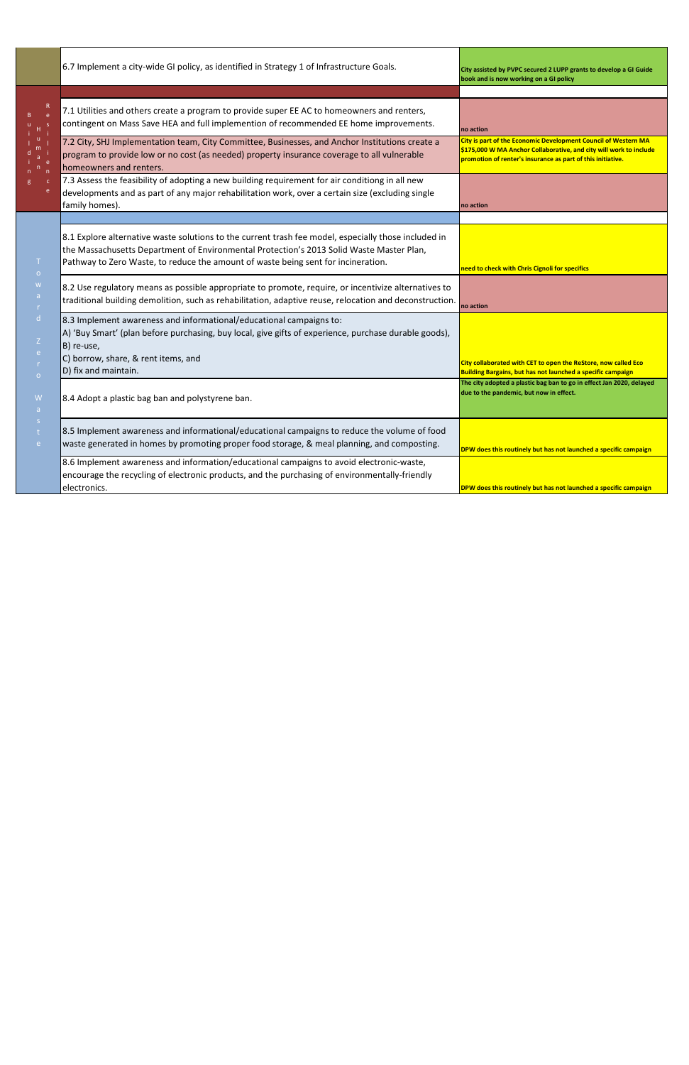| | | |
|---|---|---|
| | 6.7 Implement a city-wide GI policy, as identified in Strategy 1 of Infrastructure Goals. | City assisted by PVPC secured 2 LUPP grants to develop a GI Guide book and is now working on a GI policy |
| Building Human Resilience | | |
| | 7.1 Utilities and others create a program to provide super EE AC to homeowners and renters, contingent on Mass Save HEA and full implemention of recommended EE home improvements. | no action |
| | 7.2 City, SHJ Implementation team, City Committee, Businesses, and Anchor Institutions create a program to provide low or no cost (as needed) property insurance coverage to all vulnerable homeowners and renters. | City is part of the Economic Development Council of Western MA $175,000 W MA Anchor Collaborative, and city will work to include promotion of renter's insurance as part of this initiative. |
| | 7.3 Assess the feasibility of adopting a new building requirement for air conditiong in all new developments and as part of any major rehabilitation work, over a certain size (excluding single family homes). | no action |
| Toward Zero Waste | | |
| | 8.1 Explore alternative waste solutions to the current trash fee model, especially those included in the Massachusetts Department of Environmental Protection's 2013 Solid Waste Master Plan, Pathway to Zero Waste, to reduce the amount of waste being sent for incineration. | need to check with Chris Cignoli for specifics |
| | 8.2 Use regulatory means as possible appropriate to promote, require, or incentivize alternatives to traditional building demolition, such as rehabilitation, adaptive reuse, relocation and deconstruction. | no action |
| | 8.3 Implement awareness and informational/educational campaigns to:<br>A) 'Buy Smart' (plan before purchasing, buy local, give gifts of experience, purchase durable goods),<br>B) re-use,<br>C) borrow, share, & rent items, and<br>D) fix and maintain. | City collaborated with CET to open the ReStore, now called Eco Building Bargains, but has not launched a specific campaign |
| | 8.4 Adopt a plastic bag ban and polystyrene ban. | The city adopted a plastic bag ban to go in effect Jan 2020, delayed due to the pandemic, but now in effect. |
| | 8.5 Implement awareness and informational/educational campaigns to reduce the volume of food waste generated in homes by promoting proper food storage, & meal planning, and composting. | DPW does this routinely but has not launched a specific campaign |
| | 8.6 Implement awareness and information/educational campaigns to avoid electronic-waste, encourage the recycling of electronic products, and the purchasing of environmentally-friendly electronics. | DPW does this routinely but has not launched a specific campaign |